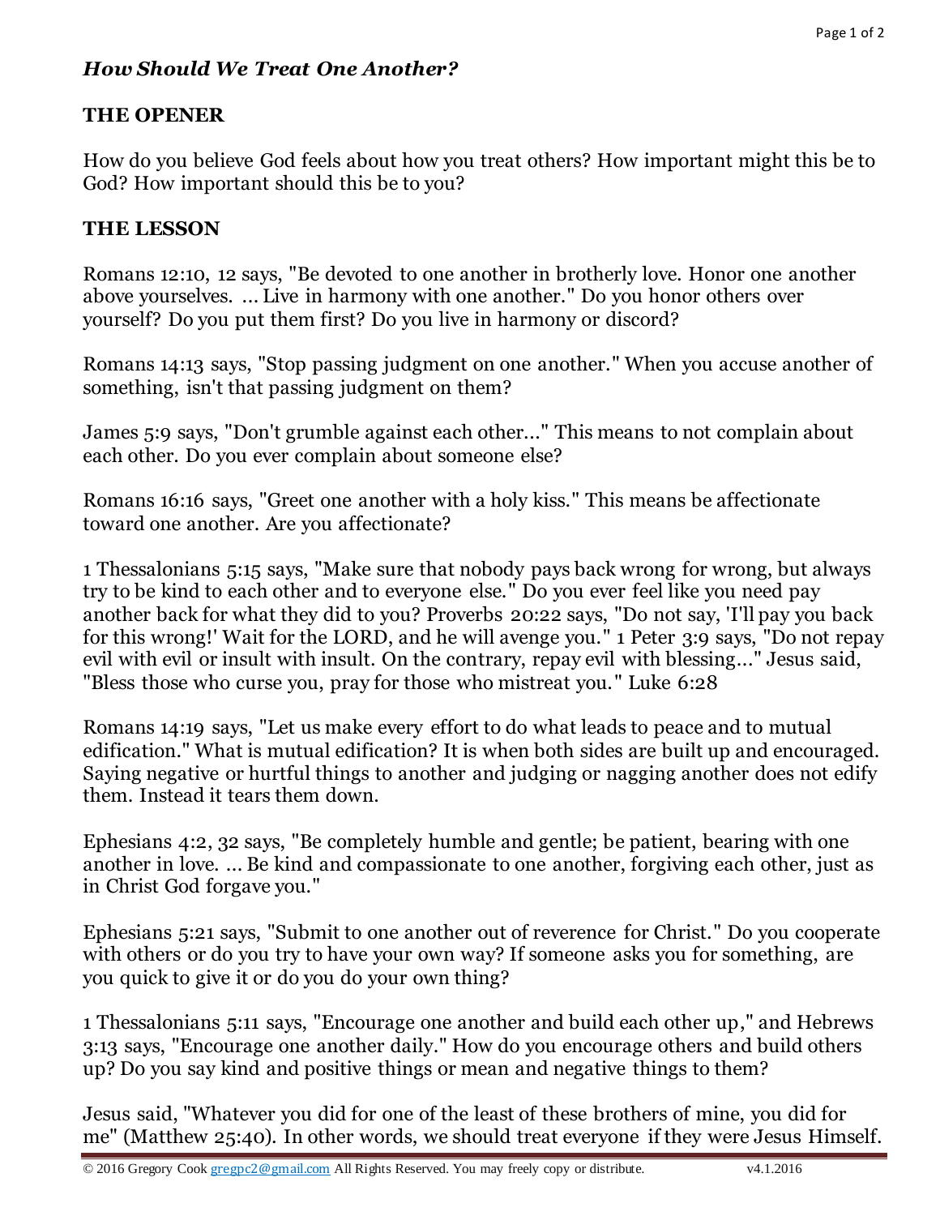### *How Should We Treat One Another?*

**THE OPENER**

How do you believe God feels about how you treat others? How important might this be to God? How important should this be to you?

**THE LESSON**

Romans 12:10, 12 says, "Be devoted to one another in brotherly love. Honor one another above yourselves. ... Live in harmony with one another." Do you honor others over yourself? Do you put them first? Do you live in harmony or discord?

Romans 14:13 says, "Stop passing judgment on one another." When you accuse another of something, isn't that passing judgment on them?

James 5:9 says, "Don't grumble against each other..." This means to not complain about each other. Do you ever complain about someone else?

Romans 16:16 says, "Greet one another with a holy kiss." This means be affectionate toward one another. Are you affectionate?

1 Thessalonians 5:15 says, "Make sure that nobody pays back wrong for wrong, but always try to be kind to each other and to everyone else." Do you ever feel like you need pay another back for what they did to you? Proverbs 20:22 says, "Do not say, 'I'll pay you back for this wrong!' Wait for the LORD, and he will avenge you." 1 Peter 3:9 says, "Do not repay evil with evil or insult with insult. On the contrary, repay evil with blessing..." Jesus said, "Bless those who curse you, pray for those who mistreat you." Luke 6:28

Romans 14:19 says, "Let us make every effort to do what leads to peace and to mutual edification." What is mutual edification? It is when both sides are built up and encouraged. Saying negative or hurtful things to another and judging or nagging another does not edify them. Instead it tears them down.

Ephesians 4:2, 32 says, "Be completely humble and gentle; be patient, bearing with one another in love. ... Be kind and compassionate to one another, forgiving each other, just as in Christ God forgave you."

Ephesians 5:21 says, "Submit to one another out of reverence for Christ." Do you cooperate with others or do you try to have your own way? If someone asks you for something, are you quick to give it or do you do your own thing?

1 Thessalonians 5:11 says, "Encourage one another and build each other up," and Hebrews 3:13 says, "Encourage one another daily." How do you encourage others and build others up? Do you say kind and positive things or mean and negative things to them?

Jesus said, "Whatever you did for one of the least of these brothers of mine, you did for me" (Matthew 25:40). In other words, we should treat everyone if they were Jesus Himself.

© 2016 Gregory Cook gregpc2@gmail.com All Rights Reserved. You may freely copy or distribute. v4.1.2016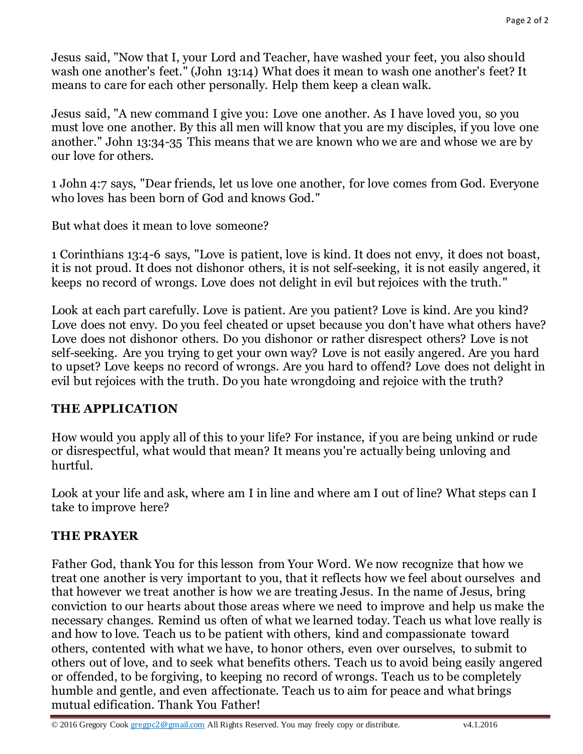Jesus said, "Now that I, your Lord and Teacher, have washed your feet, you also should wash one another's feet." (John 13:14) What does it mean to wash one another's feet? It means to care for each other personally. Help them keep a clean walk.

Jesus said, "A new command I give you: Love one another. As I have loved you, so you must love one another. By this all men will know that you are my disciples, if you love one another." John 13:34-35 This means that we are known who we are and whose we are by our love for others.

1 John 4:7 says, "Dear friends, let us love one another, for love comes from God. Everyone who loves has been born of God and knows God."

But what does it mean to love someone?

1 Corinthians 13:4-6 says, "Love is patient, love is kind. It does not envy, it does not boast, it is not proud. It does not dishonor others, it is not self-seeking, it is not easily angered, it keeps no record of wrongs. Love does not delight in evil but rejoices with the truth."

Look at each part carefully. Love is patient. Are you patient? Love is kind. Are you kind? Love does not envy. Do you feel cheated or upset because you don't have what others have? Love does not dishonor others. Do you dishonor or rather disrespect others? Love is not self-seeking. Are you trying to get your own way? Love is not easily angered. Are you hard to upset? Love keeps no record of wrongs. Are you hard to offend? Love does not delight in evil but rejoices with the truth. Do you hate wrongdoing and rejoice with the truth?

## THE APPLICATION

How would you apply all of this to your life? For instance, if you are being unkind or rude or disrespectful, what would that mean? It means you're actually being unloving and hurtful.

Look at your life and ask, where am I in line and where am I out of line? What steps can I take to improve here?

## THE PRAYER

Father God, thank You for this lesson from Your Word. We now recognize that how we treat one another is very important to you, that it reflects how we feel about ourselves and that however we treat another is how we are treating Jesus. In the name of Jesus, bring conviction to our hearts about those areas where we need to improve and help us make the necessary changes. Remind us often of what we learned today. Teach us what love really is and how to love. Teach us to be patient with others, kind and compassionate toward others, contented with what we have, to honor others, even over ourselves, to submit to others out of love, and to seek what benefits others. Teach us to avoid being easily angered or offended, to be forgiving, to keeping no record of wrongs. Teach us to be completely humble and gentle, and even affectionate. Teach us to aim for peace and what brings mutual edification. Thank You Father!

© 2016 Gregory Cook gregpc2@gmail.com All Rights Reserved. You may freely copy or distribute. v4.1.2016